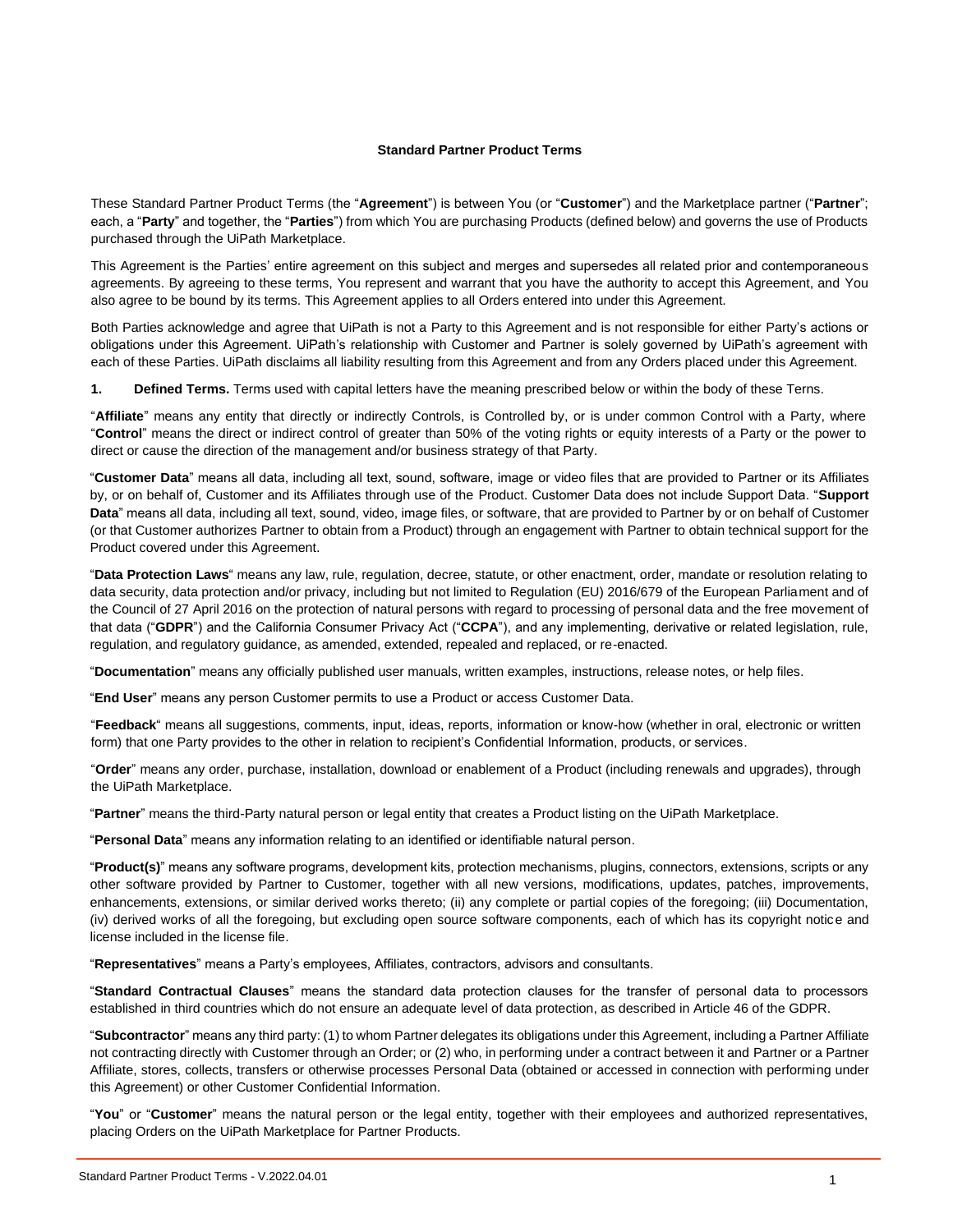# Standard Partner Product Terms

These Standard Partner Product Terms (the "**Agreement**") is between You (or "**Customer**") and the Marketplace partner ("**Partner**"; each, a "**Party**" and together, the "**Parties**") from which You are purchasing Products (defined below) and governs the use of Products purchased through the UiPath Marketplace.

This Agreement is the Parties' entire agreement on this subject and merges and supersedes all related prior and contemporaneous agreements. By agreeing to these terms, You represent and warrant that you have the authority to accept this Agreement, and You also agree to be bound by its terms. This Agreement applies to all Orders entered into under this Agreement.

Both Parties acknowledge and agree that UiPath is not a Party to this Agreement and is not responsible for either Party's actions or obligations under this Agreement. UiPath's relationship with Customer and Partner is solely governed by UiPath's agreement with each of these Parties. UiPath disclaims all liability resulting from this Agreement and from any Orders placed under this Agreement.

**1. Defined Terms.** Terms used with capital letters have the meaning prescribed below or within the body of these Terns.

"**Affiliate**" means any entity that directly or indirectly Controls, is Controlled by, or is under common Control with a Party, where "**Control**" means the direct or indirect control of greater than 50% of the voting rights or equity interests of a Party or the power to direct or cause the direction of the management and/or business strategy of that Party.

"**Customer Data**" means all data, including all text, sound, software, image or video files that are provided to Partner or its Affiliates by, or on behalf of, Customer and its Affiliates through use of the Product. Customer Data does not include Support Data. "**Support Data**" means all data, including all text, sound, video, image files, or software, that are provided to Partner by or on behalf of Customer (or that Customer authorizes Partner to obtain from a Product) through an engagement with Partner to obtain technical support for the Product covered under this Agreement.

"**Data Protection Laws**" means any law, rule, regulation, decree, statute, or other enactment, order, mandate or resolution relating to data security, data protection and/or privacy, including but not limited to Regulation (EU) 2016/679 of the European Parliament and of the Council of 27 April 2016 on the protection of natural persons with regard to processing of personal data and the free movement of that data ("**GDPR**") and the California Consumer Privacy Act ("**CCPA**"), and any implementing, derivative or related legislation, rule, regulation, and regulatory guidance, as amended, extended, repealed and replaced, or re-enacted.

"**Documentation**" means any officially published user manuals, written examples, instructions, release notes, or help files.

"**End User**" means any person Customer permits to use a Product or access Customer Data.

"**Feedback**" means all suggestions, comments, input, ideas, reports, information or know-how (whether in oral, electronic or written form) that one Party provides to the other in relation to recipient's Confidential Information, products, or services.

"**Order**" means any order, purchase, installation, download or enablement of a Product (including renewals and upgrades), through the UiPath Marketplace.

"**Partner**" means the third-Party natural person or legal entity that creates a Product listing on the UiPath Marketplace.

"**Personal Data**" means any information relating to an identified or identifiable natural person.

"**Product(s)**" means any software programs, development kits, protection mechanisms, plugins, connectors, extensions, scripts or any other software provided by Partner to Customer, together with all new versions, modifications, updates, patches, improvements, enhancements, extensions, or similar derived works thereto; (ii) any complete or partial copies of the foregoing; (iii) Documentation, (iv) derived works of all the foregoing, but excluding open source software components, each of which has its copyright notice and license included in the license file.

"**Representatives**" means a Party's employees, Affiliates, contractors, advisors and consultants.

"**Standard Contractual Clauses**" means the standard data protection clauses for the transfer of personal data to processors established in third countries which do not ensure an adequate level of data protection, as described in Article 46 of the GDPR.

"**Subcontractor**" means any third party: (1) to whom Partner delegates its obligations under this Agreement, including a Partner Affiliate not contracting directly with Customer through an Order; or (2) who, in performing under a contract between it and Partner or a Partner Affiliate, stores, collects, transfers or otherwise processes Personal Data (obtained or accessed in connection with performing under this Agreement) or other Customer Confidential Information.

"**You**" or "**Customer**" means the natural person or the legal entity, together with their employees and authorized representatives, placing Orders on the UiPath Marketplace for Partner Products.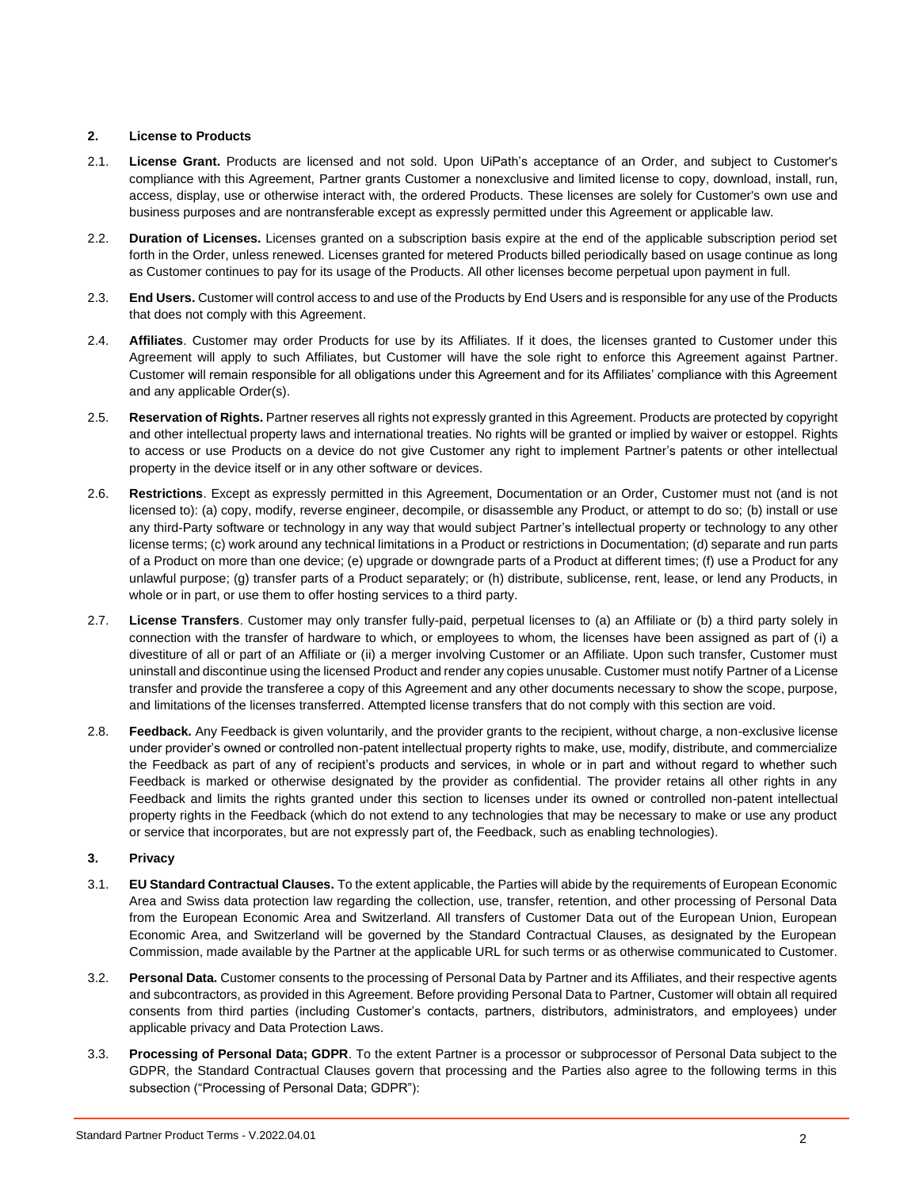**2. License to Products**

2.1. **License Grant.** Products are licensed and not sold. Upon UiPath's acceptance of an Order, and subject to Customer's compliance with this Agreement, Partner grants Customer a nonexclusive and limited license to copy, download, install, run, access, display, use or otherwise interact with, the ordered Products. These licenses are solely for Customer's own use and business purposes and are nontransferable except as expressly permitted under this Agreement or applicable law.

2.2. **Duration of Licenses.** Licenses granted on a subscription basis expire at the end of the applicable subscription period set forth in the Order, unless renewed. Licenses granted for metered Products billed periodically based on usage continue as long as Customer continues to pay for its usage of the Products. All other licenses become perpetual upon payment in full.

2.3. **End Users.** Customer will control access to and use of the Products by End Users and is responsible for any use of the Products that does not comply with this Agreement.

2.4. **Affiliates**. Customer may order Products for use by its Affiliates. If it does, the licenses granted to Customer under this Agreement will apply to such Affiliates, but Customer will have the sole right to enforce this Agreement against Partner. Customer will remain responsible for all obligations under this Agreement and for its Affiliates' compliance with this Agreement and any applicable Order(s).

2.5. **Reservation of Rights.** Partner reserves all rights not expressly granted in this Agreement. Products are protected by copyright and other intellectual property laws and international treaties. No rights will be granted or implied by waiver or estoppel. Rights to access or use Products on a device do not give Customer any right to implement Partner's patents or other intellectual property in the device itself or in any other software or devices.

2.6. **Restrictions**. Except as expressly permitted in this Agreement, Documentation or an Order, Customer must not (and is not licensed to): (a) copy, modify, reverse engineer, decompile, or disassemble any Product, or attempt to do so; (b) install or use any third-Party software or technology in any way that would subject Partner's intellectual property or technology to any other license terms; (c) work around any technical limitations in a Product or restrictions in Documentation; (d) separate and run parts of a Product on more than one device; (e) upgrade or downgrade parts of a Product at different times; (f) use a Product for any unlawful purpose; (g) transfer parts of a Product separately; or (h) distribute, sublicense, rent, lease, or lend any Products, in whole or in part, or use them to offer hosting services to a third party.

2.7. **License Transfers**. Customer may only transfer fully-paid, perpetual licenses to (a) an Affiliate or (b) a third party solely in connection with the transfer of hardware to which, or employees to whom, the licenses have been assigned as part of (i) a divestiture of all or part of an Affiliate or (ii) a merger involving Customer or an Affiliate. Upon such transfer, Customer must uninstall and discontinue using the licensed Product and render any copies unusable. Customer must notify Partner of a License transfer and provide the transferee a copy of this Agreement and any other documents necessary to show the scope, purpose, and limitations of the licenses transferred. Attempted license transfers that do not comply with this section are void.

2.8. **Feedback.** Any Feedback is given voluntarily, and the provider grants to the recipient, without charge, a non-exclusive license under provider's owned or controlled non-patent intellectual property rights to make, use, modify, distribute, and commercialize the Feedback as part of any of recipient's products and services, in whole or in part and without regard to whether such Feedback is marked or otherwise designated by the provider as confidential. The provider retains all other rights in any Feedback and limits the rights granted under this section to licenses under its owned or controlled non-patent intellectual property rights in the Feedback (which do not extend to any technologies that may be necessary to make or use any product or service that incorporates, but are not expressly part of, the Feedback, such as enabling technologies).

**3. Privacy**

3.1. **EU Standard Contractual Clauses.** To the extent applicable, the Parties will abide by the requirements of European Economic Area and Swiss data protection law regarding the collection, use, transfer, retention, and other processing of Personal Data from the European Economic Area and Switzerland. All transfers of Customer Data out of the European Union, European Economic Area, and Switzerland will be governed by the Standard Contractual Clauses, as designated by the European Commission, made available by the Partner at the applicable URL for such terms or as otherwise communicated to Customer.

3.2. **Personal Data.** Customer consents to the processing of Personal Data by Partner and its Affiliates, and their respective agents and subcontractors, as provided in this Agreement. Before providing Personal Data to Partner, Customer will obtain all required consents from third parties (including Customer's contacts, partners, distributors, administrators, and employees) under applicable privacy and Data Protection Laws.

3.3. **Processing of Personal Data; GDPR**. To the extent Partner is a processor or subprocessor of Personal Data subject to the GDPR, the Standard Contractual Clauses govern that processing and the Parties also agree to the following terms in this subsection ("Processing of Personal Data; GDPR"):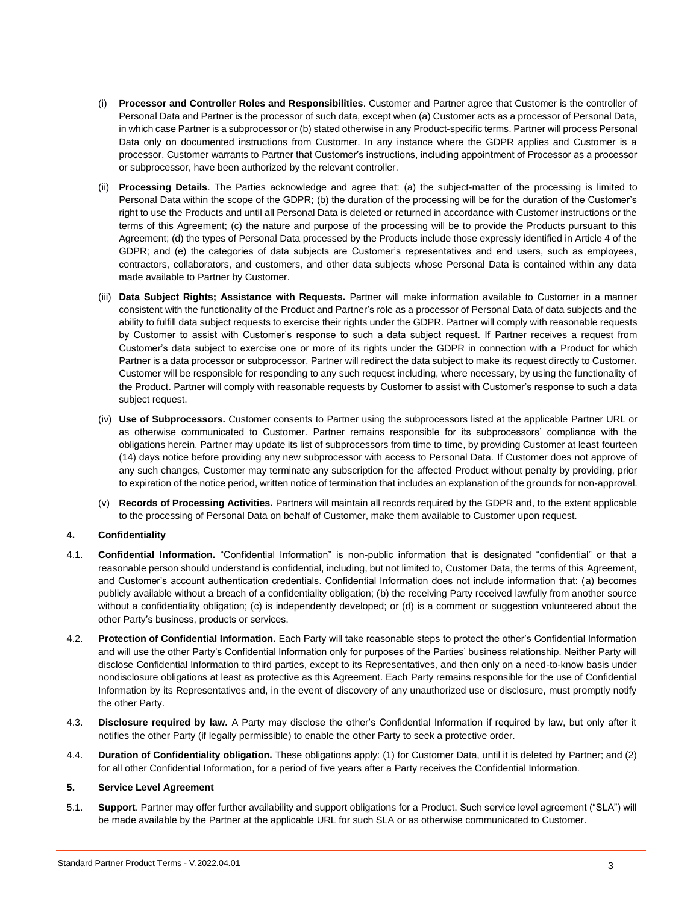(i) **Processor and Controller Roles and Responsibilities**. Customer and Partner agree that Customer is the controller of Personal Data and Partner is the processor of such data, except when (a) Customer acts as a processor of Personal Data, in which case Partner is a subprocessor or (b) stated otherwise in any Product-specific terms. Partner will process Personal Data only on documented instructions from Customer. In any instance where the GDPR applies and Customer is a processor, Customer warrants to Partner that Customer's instructions, including appointment of Processor as a processor or subprocessor, have been authorized by the relevant controller.

(ii) **Processing Details**. The Parties acknowledge and agree that: (a) the subject-matter of the processing is limited to Personal Data within the scope of the GDPR; (b) the duration of the processing will be for the duration of the Customer's right to use the Products and until all Personal Data is deleted or returned in accordance with Customer instructions or the terms of this Agreement; (c) the nature and purpose of the processing will be to provide the Products pursuant to this Agreement; (d) the types of Personal Data processed by the Products include those expressly identified in Article 4 of the GDPR; and (e) the categories of data subjects are Customer's representatives and end users, such as employees, contractors, collaborators, and customers, and other data subjects whose Personal Data is contained within any data made available to Partner by Customer.

(iii) **Data Subject Rights; Assistance with Requests.** Partner will make information available to Customer in a manner consistent with the functionality of the Product and Partner's role as a processor of Personal Data of data subjects and the ability to fulfill data subject requests to exercise their rights under the GDPR. Partner will comply with reasonable requests by Customer to assist with Customer's response to such a data subject request. If Partner receives a request from Customer's data subject to exercise one or more of its rights under the GDPR in connection with a Product for which Partner is a data processor or subprocessor, Partner will redirect the data subject to make its request directly to Customer. Customer will be responsible for responding to any such request including, where necessary, by using the functionality of the Product. Partner will comply with reasonable requests by Customer to assist with Customer's response to such a data subject request.

(iv) **Use of Subprocessors.** Customer consents to Partner using the subprocessors listed at the applicable Partner URL or as otherwise communicated to Customer. Partner remains responsible for its subprocessors' compliance with the obligations herein. Partner may update its list of subprocessors from time to time, by providing Customer at least fourteen (14) days notice before providing any new subprocessor with access to Personal Data. If Customer does not approve of any such changes, Customer may terminate any subscription for the affected Product without penalty by providing, prior to expiration of the notice period, written notice of termination that includes an explanation of the grounds for non-approval.

(v) **Records of Processing Activities.** Partners will maintain all records required by the GDPR and, to the extent applicable to the processing of Personal Data on behalf of Customer, make them available to Customer upon request.

## 4. Confidentiality

4.1. **Confidential Information.** "Confidential Information" is non-public information that is designated "confidential" or that a reasonable person should understand is confidential, including, but not limited to, Customer Data, the terms of this Agreement, and Customer's account authentication credentials. Confidential Information does not include information that: (a) becomes publicly available without a breach of a confidentiality obligation; (b) the receiving Party received lawfully from another source without a confidentiality obligation; (c) is independently developed; or (d) is a comment or suggestion volunteered about the other Party's business, products or services.

4.2. **Protection of Confidential Information.** Each Party will take reasonable steps to protect the other's Confidential Information and will use the other Party's Confidential Information only for purposes of the Parties' business relationship. Neither Party will disclose Confidential Information to third parties, except to its Representatives, and then only on a need-to-know basis under nondisclosure obligations at least as protective as this Agreement. Each Party remains responsible for the use of Confidential Information by its Representatives and, in the event of discovery of any unauthorized use or disclosure, must promptly notify the other Party.

4.3. **Disclosure required by law.** A Party may disclose the other's Confidential Information if required by law, but only after it notifies the other Party (if legally permissible) to enable the other Party to seek a protective order.

4.4. **Duration of Confidentiality obligation.** These obligations apply: (1) for Customer Data, until it is deleted by Partner; and (2) for all other Confidential Information, for a period of five years after a Party receives the Confidential Information.

## 5. Service Level Agreement

5.1. **Support**. Partner may offer further availability and support obligations for a Product. Such service level agreement ("SLA") will be made available by the Partner at the applicable URL for such SLA or as otherwise communicated to Customer.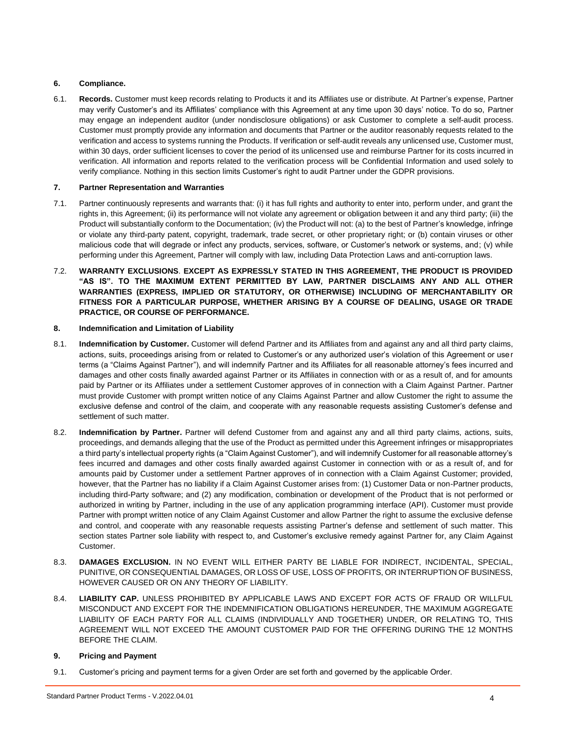**6. Compliance.**

6.1. **Records.** Customer must keep records relating to Products it and its Affiliates use or distribute. At Partner's expense, Partner may verify Customer's and its Affiliates' compliance with this Agreement at any time upon 30 days' notice. To do so, Partner may engage an independent auditor (under nondisclosure obligations) or ask Customer to complete a self-audit process. Customer must promptly provide any information and documents that Partner or the auditor reasonably requests related to the verification and access to systems running the Products. If verification or self-audit reveals any unlicensed use, Customer must, within 30 days, order sufficient licenses to cover the period of its unlicensed use and reimburse Partner for its costs incurred in verification. All information and reports related to the verification process will be Confidential Information and used solely to verify compliance. Nothing in this section limits Customer's right to audit Partner under the GDPR provisions.

**7. Partner Representation and Warranties**

7.1. Partner continuously represents and warrants that: (i) it has full rights and authority to enter into, perform under, and grant the rights in, this Agreement; (ii) its performance will not violate any agreement or obligation between it and any third party; (iii) the Product will substantially conform to the Documentation; (iv) the Product will not: (a) to the best of Partner's knowledge, infringe or violate any third-party patent, copyright, trademark, trade secret, or other proprietary right; or (b) contain viruses or other malicious code that will degrade or infect any products, services, software, or Customer's network or systems, and; (v) while performing under this Agreement, Partner will comply with law, including Data Protection Laws and anti-corruption laws.

7.2. **WARRANTY EXCLUSIONS**. **EXCEPT AS EXPRESSLY STATED IN THIS AGREEMENT, THE PRODUCT IS PROVIDED "AS IS". TO THE MAXIMUM EXTENT PERMITTED BY LAW, PARTNER DISCLAIMS ANY AND ALL OTHER WARRANTIES (EXPRESS, IMPLIED OR STATUTORY, OR OTHERWISE) INCLUDING OF MERCHANTABILITY OR FITNESS FOR A PARTICULAR PURPOSE, WHETHER ARISING BY A COURSE OF DEALING, USAGE OR TRADE PRACTICE, OR COURSE OF PERFORMANCE.**

**8. Indemnification and Limitation of Liability**

8.1. **Indemnification by Customer.** Customer will defend Partner and its Affiliates from and against any and all third party claims, actions, suits, proceedings arising from or related to Customer's or any authorized user's violation of this Agreement or user terms (a "Claims Against Partner"), and will indemnify Partner and its Affiliates for all reasonable attorney's fees incurred and damages and other costs finally awarded against Partner or its Affiliates in connection with or as a result of, and for amounts paid by Partner or its Affiliates under a settlement Customer approves of in connection with a Claim Against Partner. Partner must provide Customer with prompt written notice of any Claims Against Partner and allow Customer the right to assume the exclusive defense and control of the claim, and cooperate with any reasonable requests assisting Customer's defense and settlement of such matter.

8.2. **Indemnification by Partner.** Partner will defend Customer from and against any and all third party claims, actions, suits, proceedings, and demands alleging that the use of the Product as permitted under this Agreement infringes or misappropriates a third party's intellectual property rights (a "Claim Against Customer"), and will indemnify Customer for all reasonable attorney's fees incurred and damages and other costs finally awarded against Customer in connection with or as a result of, and for amounts paid by Customer under a settlement Partner approves of in connection with a Claim Against Customer; provided, however, that the Partner has no liability if a Claim Against Customer arises from: (1) Customer Data or non-Partner products, including third-Party software; and (2) any modification, combination or development of the Product that is not performed or authorized in writing by Partner, including in the use of any application programming interface (API). Customer must provide Partner with prompt written notice of any Claim Against Customer and allow Partner the right to assume the exclusive defense and control, and cooperate with any reasonable requests assisting Partner's defense and settlement of such matter. This section states Partner sole liability with respect to, and Customer's exclusive remedy against Partner for, any Claim Against Customer.

8.3. **DAMAGES EXCLUSION.** IN NO EVENT WILL EITHER PARTY BE LIABLE FOR INDIRECT, INCIDENTAL, SPECIAL, PUNITIVE, OR CONSEQUENTIAL DAMAGES, OR LOSS OF USE, LOSS OF PROFITS, OR INTERRUPTION OF BUSINESS, HOWEVER CAUSED OR ON ANY THEORY OF LIABILITY.

8.4. **LIABILITY CAP.** UNLESS PROHIBITED BY APPLICABLE LAWS AND EXCEPT FOR ACTS OF FRAUD OR WILLFUL MISCONDUCT AND EXCEPT FOR THE INDEMNIFICATION OBLIGATIONS HEREUNDER, THE MAXIMUM AGGREGATE LIABILITY OF EACH PARTY FOR ALL CLAIMS (INDIVIDUALLY AND TOGETHER) UNDER, OR RELATING TO, THIS AGREEMENT WILL NOT EXCEED THE AMOUNT CUSTOMER PAID FOR THE OFFERING DURING THE 12 MONTHS BEFORE THE CLAIM.

**9. Pricing and Payment**

9.1. Customer's pricing and payment terms for a given Order are set forth and governed by the applicable Order.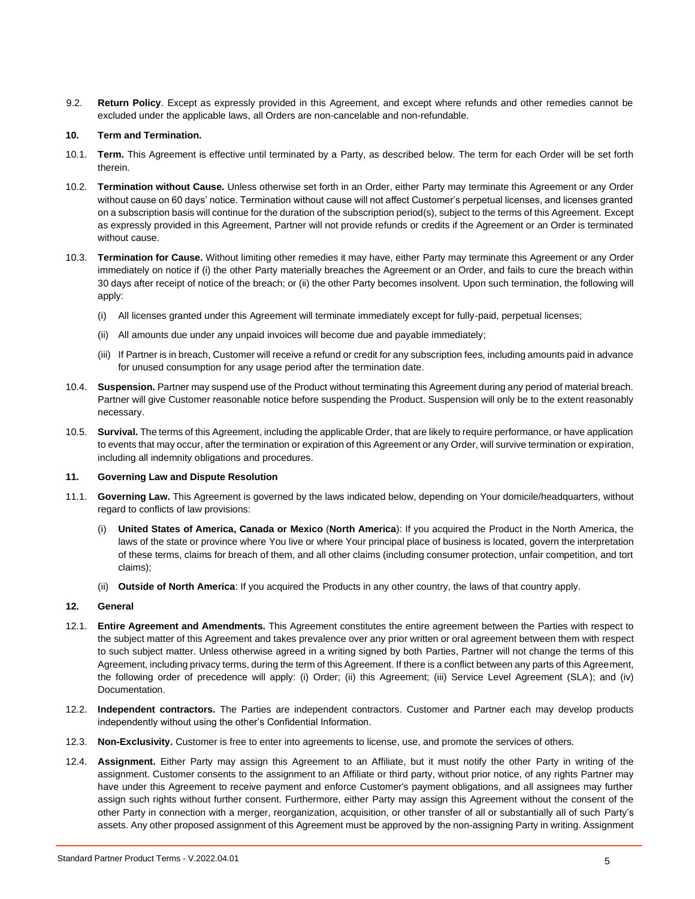9.2. **Return Policy**. Except as expressly provided in this Agreement, and except where refunds and other remedies cannot be excluded under the applicable laws, all Orders are non-cancelable and non-refundable.

**10. Term and Termination.**

10.1. **Term.** This Agreement is effective until terminated by a Party, as described below. The term for each Order will be set forth therein.

10.2. **Termination without Cause.** Unless otherwise set forth in an Order, either Party may terminate this Agreement or any Order without cause on 60 days' notice. Termination without cause will not affect Customer's perpetual licenses, and licenses granted on a subscription basis will continue for the duration of the subscription period(s), subject to the terms of this Agreement. Except as expressly provided in this Agreement, Partner will not provide refunds or credits if the Agreement or an Order is terminated without cause.

10.3. **Termination for Cause.** Without limiting other remedies it may have, either Party may terminate this Agreement or any Order immediately on notice if (i) the other Party materially breaches the Agreement or an Order, and fails to cure the breach within 30 days after receipt of notice of the breach; or (ii) the other Party becomes insolvent. Upon such termination, the following will apply:

(i) All licenses granted under this Agreement will terminate immediately except for fully-paid, perpetual licenses;

(ii) All amounts due under any unpaid invoices will become due and payable immediately;

(iii) If Partner is in breach, Customer will receive a refund or credit for any subscription fees, including amounts paid in advance for unused consumption for any usage period after the termination date.

10.4. **Suspension.** Partner may suspend use of the Product without terminating this Agreement during any period of material breach. Partner will give Customer reasonable notice before suspending the Product. Suspension will only be to the extent reasonably necessary.

10.5. **Survival.** The terms of this Agreement, including the applicable Order, that are likely to require performance, or have application to events that may occur, after the termination or expiration of this Agreement or any Order, will survive termination or expiration, including all indemnity obligations and procedures.

**11. Governing Law and Dispute Resolution**

11.1. **Governing Law.** This Agreement is governed by the laws indicated below, depending on Your domicile/headquarters, without regard to conflicts of law provisions:

(i) **United States of America, Canada or Mexico** (**North America**): If you acquired the Product in the North America, the laws of the state or province where You live or where Your principal place of business is located, govern the interpretation of these terms, claims for breach of them, and all other claims (including consumer protection, unfair competition, and tort claims);

(ii) **Outside of North America**: If you acquired the Products in any other country, the laws of that country apply.

**12. General**

12.1. **Entire Agreement and Amendments.** This Agreement constitutes the entire agreement between the Parties with respect to the subject matter of this Agreement and takes prevalence over any prior written or oral agreement between them with respect to such subject matter. Unless otherwise agreed in a writing signed by both Parties, Partner will not change the terms of this Agreement, including privacy terms, during the term of this Agreement. If there is a conflict between any parts of this Agreement, the following order of precedence will apply: (i) Order; (ii) this Agreement; (iii) Service Level Agreement (SLA); and (iv) Documentation.

12.2. **Independent contractors.** The Parties are independent contractors. Customer and Partner each may develop products independently without using the other's Confidential Information.

12.3. **Non-Exclusivity.** Customer is free to enter into agreements to license, use, and promote the services of others.

12.4. **Assignment.** Either Party may assign this Agreement to an Affiliate, but it must notify the other Party in writing of the assignment. Customer consents to the assignment to an Affiliate or third party, without prior notice, of any rights Partner may have under this Agreement to receive payment and enforce Customer's payment obligations, and all assignees may further assign such rights without further consent. Furthermore, either Party may assign this Agreement without the consent of the other Party in connection with a merger, reorganization, acquisition, or other transfer of all or substantially all of such Party's assets. Any other proposed assignment of this Agreement must be approved by the non-assigning Party in writing. Assignment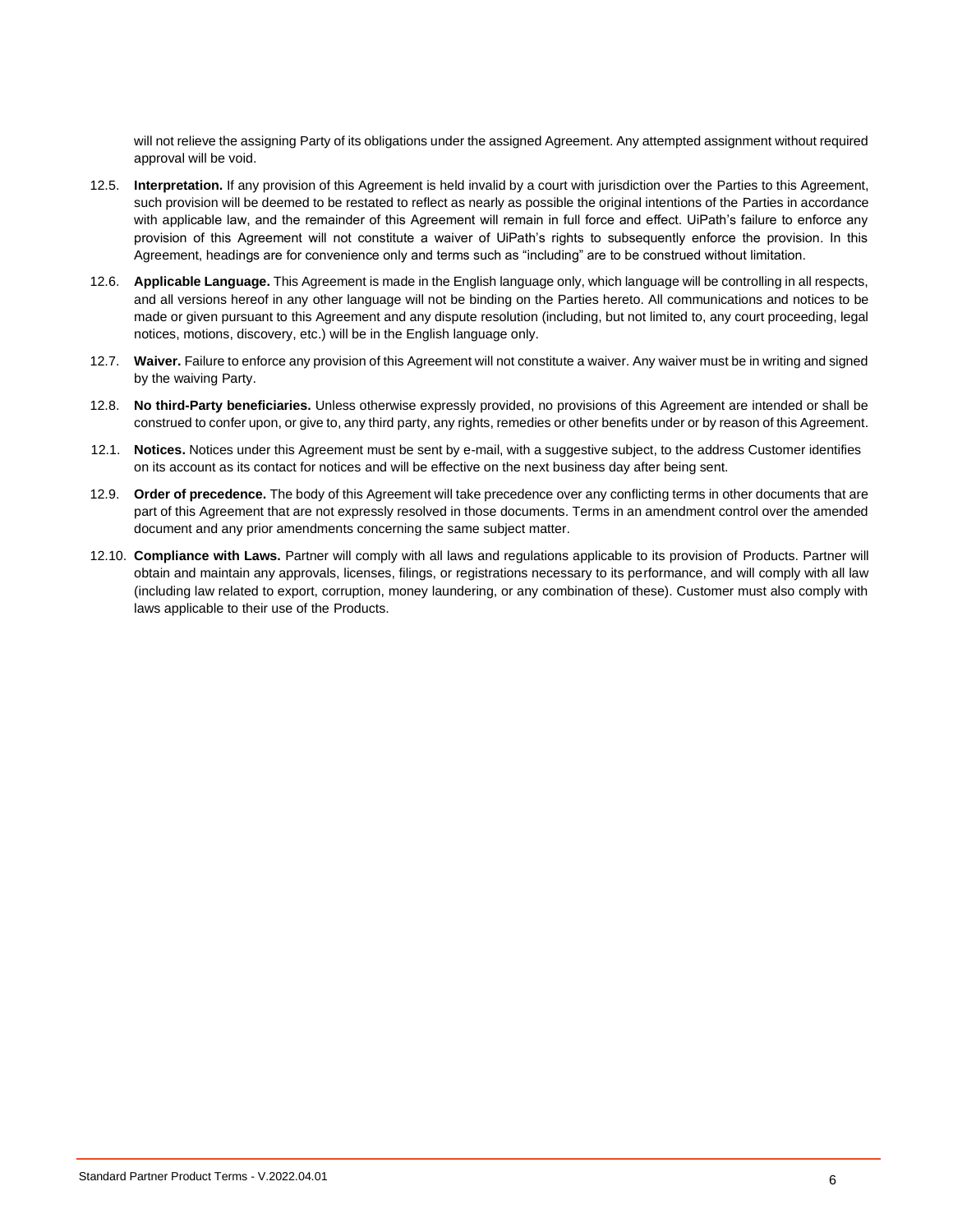will not relieve the assigning Party of its obligations under the assigned Agreement. Any attempted assignment without required approval will be void.

12.5. **Interpretation.** If any provision of this Agreement is held invalid by a court with jurisdiction over the Parties to this Agreement, such provision will be deemed to be restated to reflect as nearly as possible the original intentions of the Parties in accordance with applicable law, and the remainder of this Agreement will remain in full force and effect. UiPath's failure to enforce any provision of this Agreement will not constitute a waiver of UiPath's rights to subsequently enforce the provision. In this Agreement, headings are for convenience only and terms such as "including" are to be construed without limitation.

12.6. **Applicable Language.** This Agreement is made in the English language only, which language will be controlling in all respects, and all versions hereof in any other language will not be binding on the Parties hereto. All communications and notices to be made or given pursuant to this Agreement and any dispute resolution (including, but not limited to, any court proceeding, legal notices, motions, discovery, etc.) will be in the English language only.

12.7. **Waiver.** Failure to enforce any provision of this Agreement will not constitute a waiver. Any waiver must be in writing and signed by the waiving Party.

12.8. **No third-Party beneficiaries.** Unless otherwise expressly provided, no provisions of this Agreement are intended or shall be construed to confer upon, or give to, any third party, any rights, remedies or other benefits under or by reason of this Agreement.

12.1. **Notices.** Notices under this Agreement must be sent by e-mail, with a suggestive subject, to the address Customer identifies on its account as its contact for notices and will be effective on the next business day after being sent.

12.9. **Order of precedence.** The body of this Agreement will take precedence over any conflicting terms in other documents that are part of this Agreement that are not expressly resolved in those documents. Terms in an amendment control over the amended document and any prior amendments concerning the same subject matter.

12.10. **Compliance with Laws.** Partner will comply with all laws and regulations applicable to its provision of Products. Partner will obtain and maintain any approvals, licenses, filings, or registrations necessary to its performance, and will comply with all law (including law related to export, corruption, money laundering, or any combination of these). Customer must also comply with laws applicable to their use of the Products.